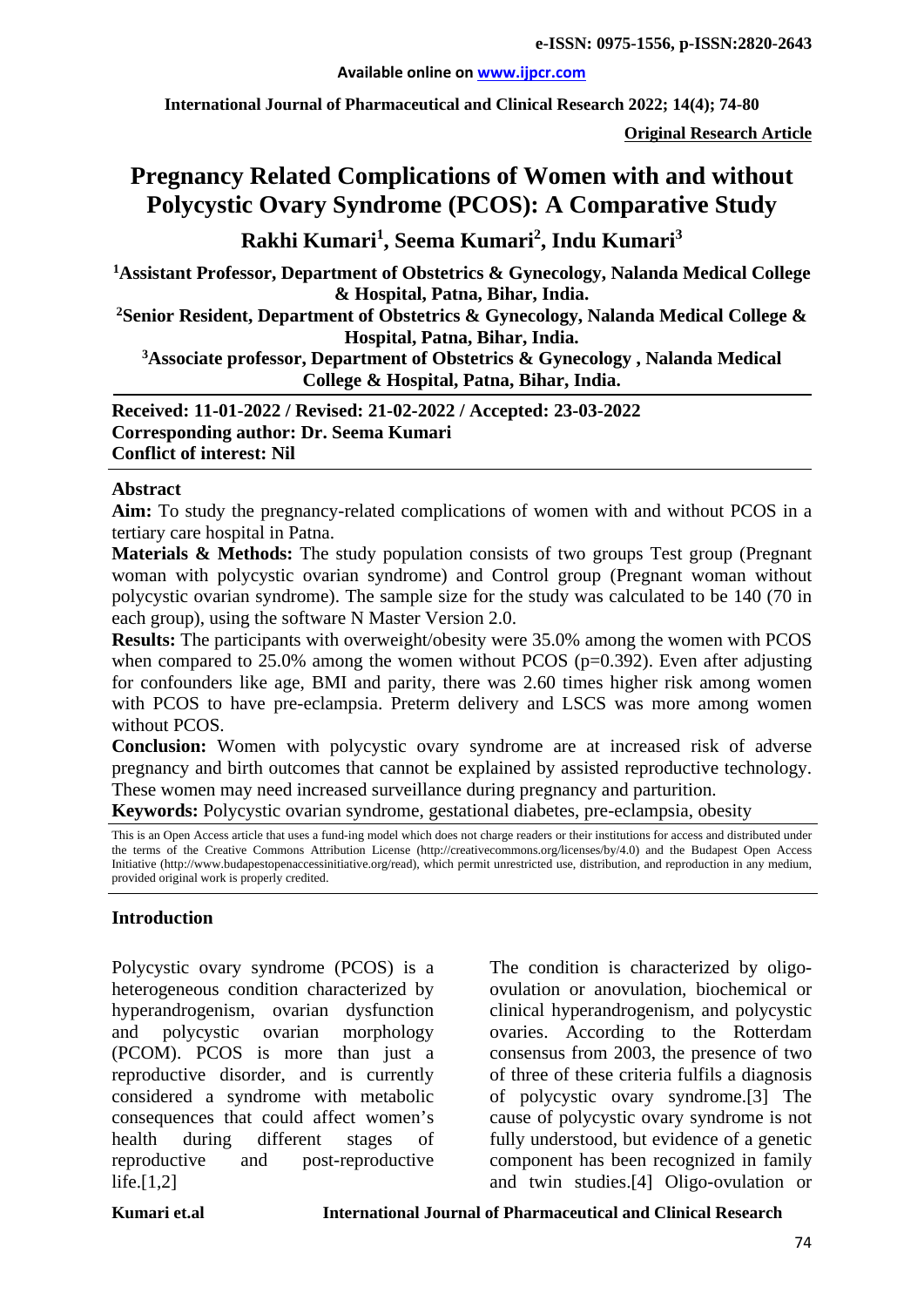**Original Research Article**

# Pregnancy Related Complications of Women with and without Polycystic Ovary Syndrome (PCOS): A Comparative Study

**Rakhi Kumari[1], Seema Kumari[2], Indu Kumari[3]**

[1]Assistant Professor, Department of Obstetrics & Gynecology, Nalanda Medical College & Hospital, Patna, Bihar, India.

[2]Senior Resident, Department of Obstetrics & Gynecology, Nalanda Medical College & Hospital, Patna, Bihar, India.

[3]Associate professor, Department of Obstetrics & Gynecology , Nalanda Medical College & Hospital, Patna, Bihar, India.

**Received: 11-01-2022 / Revised: 21-02-2022 / Accepted: 23-03-2022**
**Corresponding author: Dr. Seema Kumari**
**Conflict of interest: Nil**

## Abstract

**Aim:** To study the pregnancy-related complications of women with and without PCOS in a tertiary care hospital in Patna.

**Materials & Methods:** The study population consists of two groups Test group (Pregnant woman with polycystic ovarian syndrome) and Control group (Pregnant woman without polycystic ovarian syndrome). The sample size for the study was calculated to be 140 (70 in each group), using the software N Master Version 2.0.

**Results:** The participants with overweight/obesity were 35.0% among the women with PCOS when compared to 25.0% among the women without PCOS (p=0.392). Even after adjusting for confounders like age, BMI and parity, there was 2.60 times higher risk among women with PCOS to have pre-eclampsia. Preterm delivery and LSCS was more among women without PCOS.

**Conclusion:** Women with polycystic ovary syndrome are at increased risk of adverse pregnancy and birth outcomes that cannot be explained by assisted reproductive technology. These women may need increased surveillance during pregnancy and parturition.

**Keywords:** Polycystic ovarian syndrome, gestational diabetes, pre-eclampsia, obesity

This is an Open Access article that uses a fund-ing model which does not charge readers or their institutions for access and distributed under the terms of the Creative Commons Attribution License (http://creativecommons.org/licenses/by/4.0) and the Budapest Open Access Initiative (http://www.budapestopenaccessinitiative.org/read), which permit unrestricted use, distribution, and reproduction in any medium, provided original work is properly credited.

## Introduction

Polycystic ovary syndrome (PCOS) is a heterogeneous condition characterized by hyperandrogenism, ovarian dysfunction and polycystic ovarian morphology (PCOM). PCOS is more than just a reproductive disorder, and is currently considered a syndrome with metabolic consequences that could affect women's health during different stages of reproductive and post-reproductive life.[1,2]

The condition is characterized by oligo-ovulation or anovulation, biochemical or clinical hyperandrogenism, and polycystic ovaries. According to the Rotterdam consensus from 2003, the presence of two of three of these criteria fulfils a diagnosis of polycystic ovary syndrome.[3] The cause of polycystic ovary syndrome is not fully understood, but evidence of a genetic component has been recognized in family and twin studies.[4] Oligo-ovulation or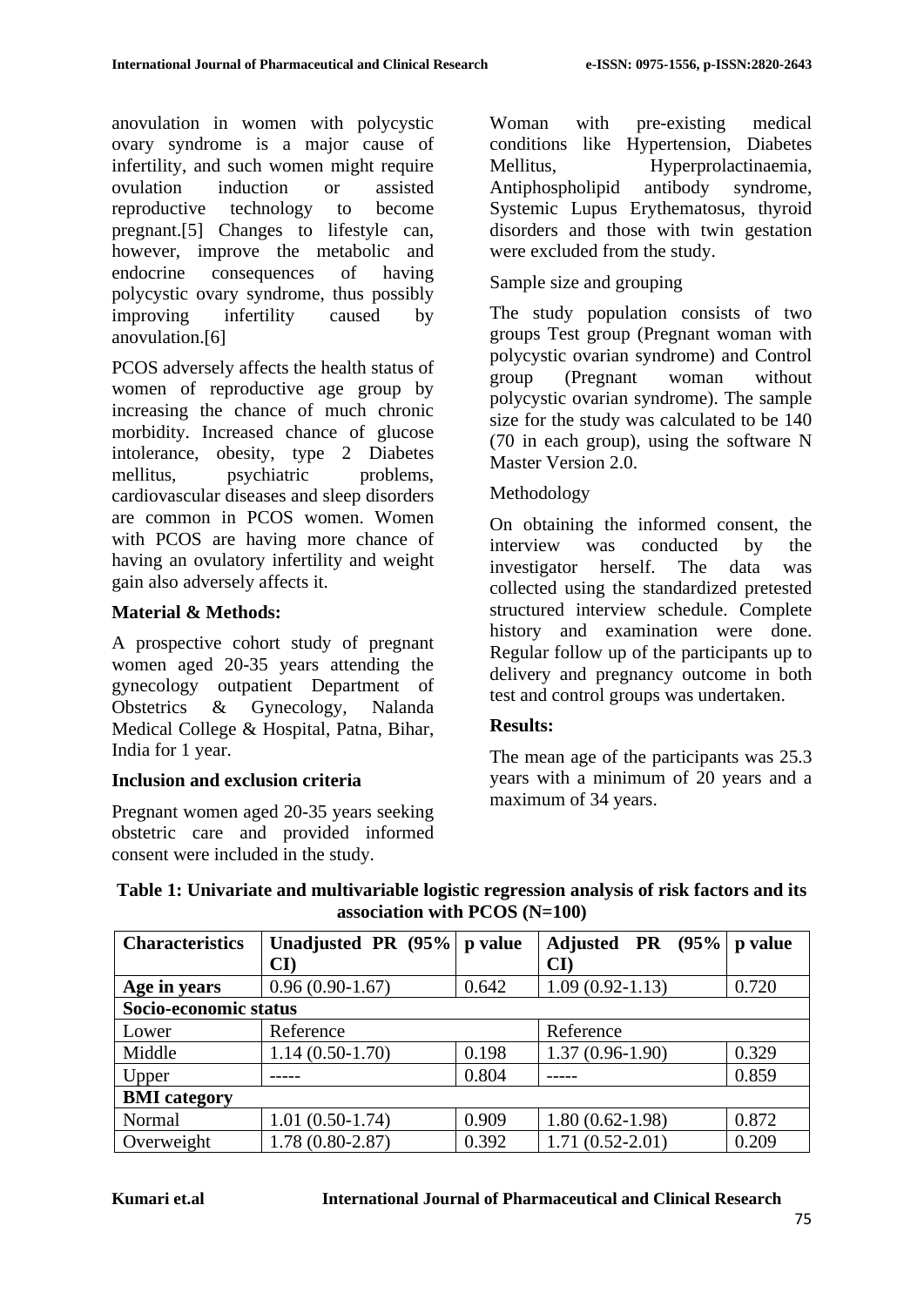anovulation in women with polycystic ovary syndrome is a major cause of infertility, and such women might require ovulation induction or assisted reproductive technology to become pregnant.[5] Changes to lifestyle can, however, improve the metabolic and endocrine consequences of having polycystic ovary syndrome, thus possibly improving infertility caused by anovulation.[6]

PCOS adversely affects the health status of women of reproductive age group by increasing the chance of much chronic morbidity. Increased chance of glucose intolerance, obesity, type 2 Diabetes mellitus, psychiatric problems, cardiovascular diseases and sleep disorders are common in PCOS women. Women with PCOS are having more chance of having an ovulatory infertility and weight gain also adversely affects it.

**Material & Methods:**

A prospective cohort study of pregnant women aged 20-35 years attending the gynecology outpatient Department of Obstetrics & Gynecology, Nalanda Medical College & Hospital, Patna, Bihar, India for 1 year.

**Inclusion and exclusion criteria**

Pregnant women aged 20-35 years seeking obstetric care and provided informed consent were included in the study.

Woman with pre-existing medical conditions like Hypertension, Diabetes Mellitus, Hyperprolactinaemia, Antiphospholipid antibody syndrome, Systemic Lupus Erythematosus, thyroid disorders and those with twin gestation were excluded from the study.

Sample size and grouping

The study population consists of two groups Test group (Pregnant woman with polycystic ovarian syndrome) and Control group (Pregnant woman without polycystic ovarian syndrome). The sample size for the study was calculated to be 140 (70 in each group), using the software N Master Version 2.0.

Methodology

On obtaining the informed consent, the interview was conducted by the investigator herself. The data was collected using the standardized pretested structured interview schedule. Complete history and examination were done. Regular follow up of the participants up to delivery and pregnancy outcome in both test and control groups was undertaken.

**Results:**

The mean age of the participants was 25.3 years with a minimum of 20 years and a maximum of 34 years.

**Table 1: Univariate and multivariable logistic regression analysis of risk factors and its association with PCOS (N=100)**

| Characteristics | Unadjusted PR (95% CI) | p value | Adjusted PR (95% CI) | p value |
|---|---|---|---|---|
| **Age in years** | 0.96 (0.90-1.67) | 0.642 | 1.09 (0.92-1.13) | 0.720 |
| **Socio-economic status** | | | | |
| Lower | Reference | | Reference | |
| Middle | 1.14 (0.50-1.70) | 0.198 | 1.37 (0.96-1.90) | 0.329 |
| Upper | ----- | 0.804 | ----- | 0.859 |
| **BMI category** | | | | |
| Normal | 1.01 (0.50-1.74) | 0.909 | 1.80 (0.62-1.98) | 0.872 |
| Overweight | 1.78 (0.80-2.87) | 0.392 | 1.71 (0.52-2.01) | 0.209 |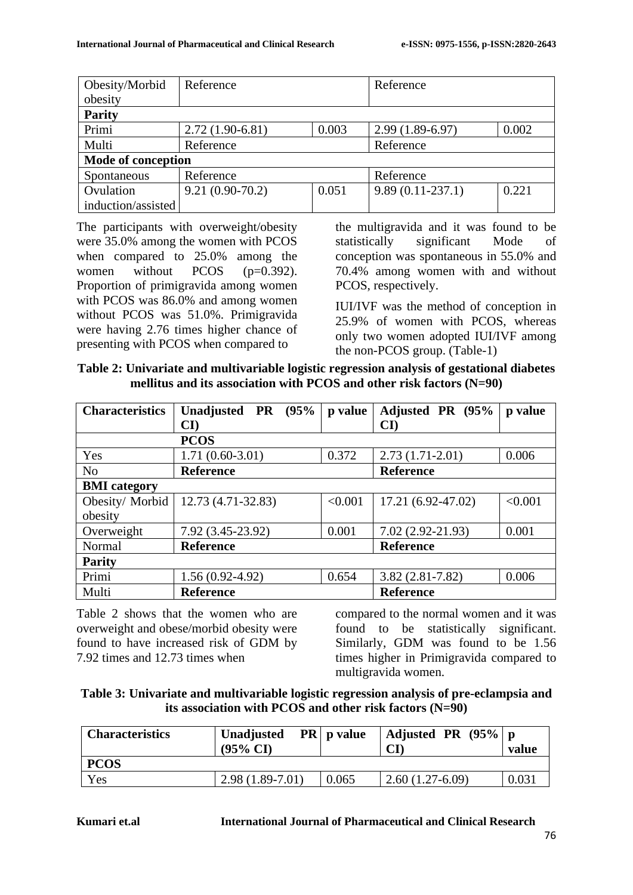| Obesity/Morbid obesity | Reference | | Reference | |
|---|---|---|---|---|
| **Parity** | | | | |
| Primi | 2.72 (1.90-6.81) | 0.003 | 2.99 (1.89-6.97) | 0.002 |
| Multi | Reference | | Reference | |
| **Mode of conception** | | | | |
| Spontaneous | Reference | | Reference | |
| Ovulation induction/assisted | 9.21 (0.90-70.2) | 0.051 | 9.89 (0.11-237.1) | 0.221 |

The participants with overweight/obesity were 35.0% among the women with PCOS when compared to 25.0% among the women without PCOS (p=0.392). Proportion of primigravida among women with PCOS was 86.0% and among women without PCOS was 51.0%. Primigravida were having 2.76 times higher chance of presenting with PCOS when compared to the multigravida and it was found to be statistically significant Mode of conception was spontaneous in 55.0% and 70.4% among women with and without PCOS, respectively.

IUI/IVF was the method of conception in 25.9% of women with PCOS, whereas only two women adopted IUI/IVF among the non-PCOS group. (Table-1)

**Table 2: Univariate and multivariable logistic regression analysis of gestational diabetes mellitus and its association with PCOS and other risk factors (N=90)**

| Characteristics | Unadjusted PR (95% CI) | p value | Adjusted PR (95% CI) | p value |
|---|---|---|---|---|
| | **PCOS** | | | |
| Yes | 1.71 (0.60-3.01) | 0.372 | 2.73 (1.71-2.01) | 0.006 |
| No | **Reference** | | **Reference** | |
| **BMI category** | | | | |
| Obesity/ Morbid obesity | 12.73 (4.71-32.83) | <0.001 | 17.21 (6.92-47.02) | <0.001 |
| Overweight | 7.92 (3.45-23.92) | 0.001 | 7.02 (2.92-21.93) | 0.001 |
| Normal | **Reference** | | **Reference** | |
| **Parity** | | | | |
| Primi | 1.56 (0.92-4.92) | 0.654 | 3.82 (2.81-7.82) | 0.006 |
| Multi | **Reference** | | **Reference** | |

Table 2 shows that the women who are overweight and obese/morbid obesity were found to have increased risk of GDM by 7.92 times and 12.73 times when compared to the normal women and it was found to be statistically significant. Similarly, GDM was found to be 1.56 times higher in Primigravida compared to multigravida women.

**Table 3: Univariate and multivariable logistic regression analysis of pre-eclampsia and its association with PCOS and other risk factors (N=90)**

| Characteristics | Unadjusted PR (95% CI) | p value | Adjusted PR (95% CI) | p value |
|---|---|---|---|---|
| **PCOS** | | | | |
| Yes | 2.98 (1.89-7.01) | 0.065 | 2.60 (1.27-6.09) | 0.031 |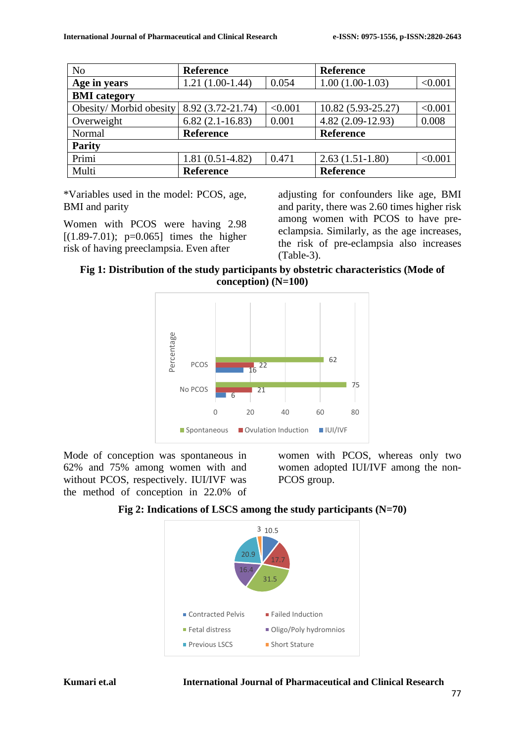| No | Reference | | Reference | |
|---|---|---|---|---|
| **Age in years** | 1.21 (1.00-1.44) | 0.054 | 1.00 (1.00-1.03) | <0.001 |
| **BMI category** | | | | |
| Obesity/ Morbid obesity | 8.92 (3.72-21.74) | <0.001 | 10.82 (5.93-25.27) | <0.001 |
| Overweight | 6.82 (2.1-16.83) | 0.001 | 4.82 (2.09-12.93) | 0.008 |
| Normal | **Reference** | | **Reference** | |
| **Parity** | | | | |
| Primi | 1.81 (0.51-4.82) | 0.471 | 2.63 (1.51-1.80) | <0.001 |
| Multi | **Reference** | | **Reference** | |

*Variables used in the model: PCOS, age, BMI and parity

Women with PCOS were having 2.98 [(1.89-7.01); p=0.065] times the higher risk of having preeclampsia. Even after adjusting for confounders like age, BMI and parity, there was 2.60 times higher risk among women with PCOS to have pre-eclampsia. Similarly, as the age increases, the risk of pre-eclampsia also increases (Table-3).

**Fig 1: Distribution of the study participants by obstetric characteristics (Mode of conception) (N=100)**

Mode of conception was spontaneous in 62% and 75% among women with and without PCOS, respectively. IUI/IVF was the method of conception in 22.0% of women with PCOS, whereas only two women adopted IUI/IVF among the non-PCOS group.

**Fig 2: Indications of LSCS among the study participants (N=70)**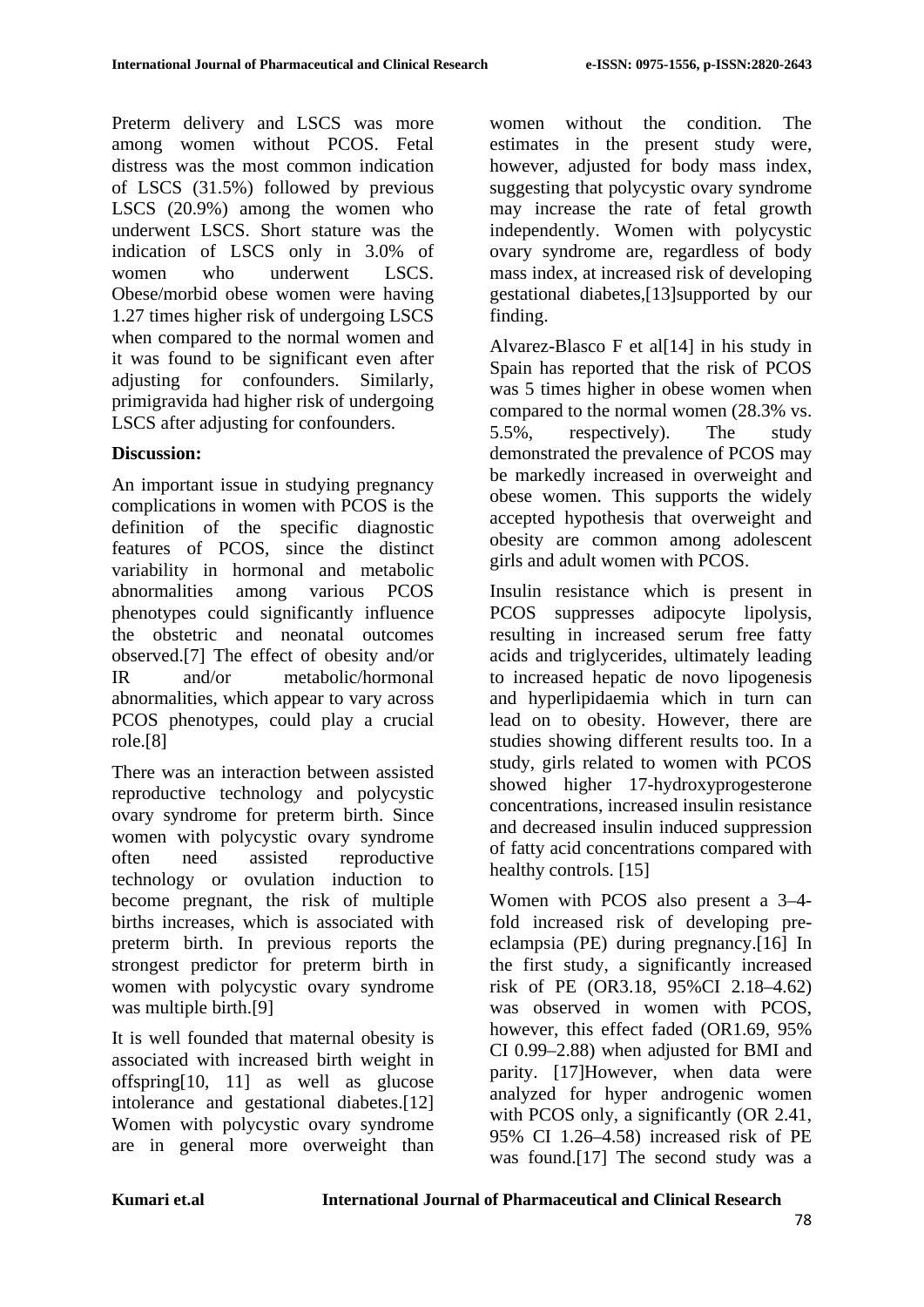Preterm delivery and LSCS was more among women without PCOS. Fetal distress was the most common indication of LSCS (31.5%) followed by previous LSCS (20.9%) among the women who underwent LSCS. Short stature was the indication of LSCS only in 3.0% of women who underwent LSCS. Obese/morbid obese women were having 1.27 times higher risk of undergoing LSCS when compared to the normal women and it was found to be significant even after adjusting for confounders. Similarly, primigravida had higher risk of undergoing LSCS after adjusting for confounders.

**Discussion:**

An important issue in studying pregnancy complications in women with PCOS is the definition of the specific diagnostic features of PCOS, since the distinct variability in hormonal and metabolic abnormalities among various PCOS phenotypes could significantly influence the obstetric and neonatal outcomes observed.[7] The effect of obesity and/or IR and/or metabolic/hormonal abnormalities, which appear to vary across PCOS phenotypes, could play a crucial role.[8]

There was an interaction between assisted reproductive technology and polycystic ovary syndrome for preterm birth. Since women with polycystic ovary syndrome often need assisted reproductive technology or ovulation induction to become pregnant, the risk of multiple births increases, which is associated with preterm birth. In previous reports the strongest predictor for preterm birth in women with polycystic ovary syndrome was multiple birth.[9]

It is well founded that maternal obesity is associated with increased birth weight in offspring[10, 11] as well as glucose intolerance and gestational diabetes.[12] Women with polycystic ovary syndrome are in general more overweight than women without the condition. The estimates in the present study were, however, adjusted for body mass index, suggesting that polycystic ovary syndrome may increase the rate of fetal growth independently. Women with polycystic ovary syndrome are, regardless of body mass index, at increased risk of developing gestational diabetes,[13]supported by our finding.

Alvarez-Blasco F et al[14] in his study in Spain has reported that the risk of PCOS was 5 times higher in obese women when compared to the normal women (28.3% vs. 5.5%, respectively). The study demonstrated the prevalence of PCOS may be markedly increased in overweight and obese women. This supports the widely accepted hypothesis that overweight and obesity are common among adolescent girls and adult women with PCOS.

Insulin resistance which is present in PCOS suppresses adipocyte lipolysis, resulting in increased serum free fatty acids and triglycerides, ultimately leading to increased hepatic de novo lipogenesis and hyperlipidaemia which in turn can lead on to obesity. However, there are studies showing different results too. In a study, girls related to women with PCOS showed higher 17-hydroxyprogesterone concentrations, increased insulin resistance and decreased insulin induced suppression of fatty acid concentrations compared with healthy controls. [15]

Women with PCOS also present a 3–4-fold increased risk of developing pre-eclampsia (PE) during pregnancy.[16] In the first study, a significantly increased risk of PE (OR3.18, 95%CI 2.18–4.62) was observed in women with PCOS, however, this effect faded (OR1.69, 95% CI 0.99–2.88) when adjusted for BMI and parity. [17]However, when data were analyzed for hyper androgenic women with PCOS only, a significantly (OR 2.41, 95% CI 1.26–4.58) increased risk of PE was found.[17] The second study was a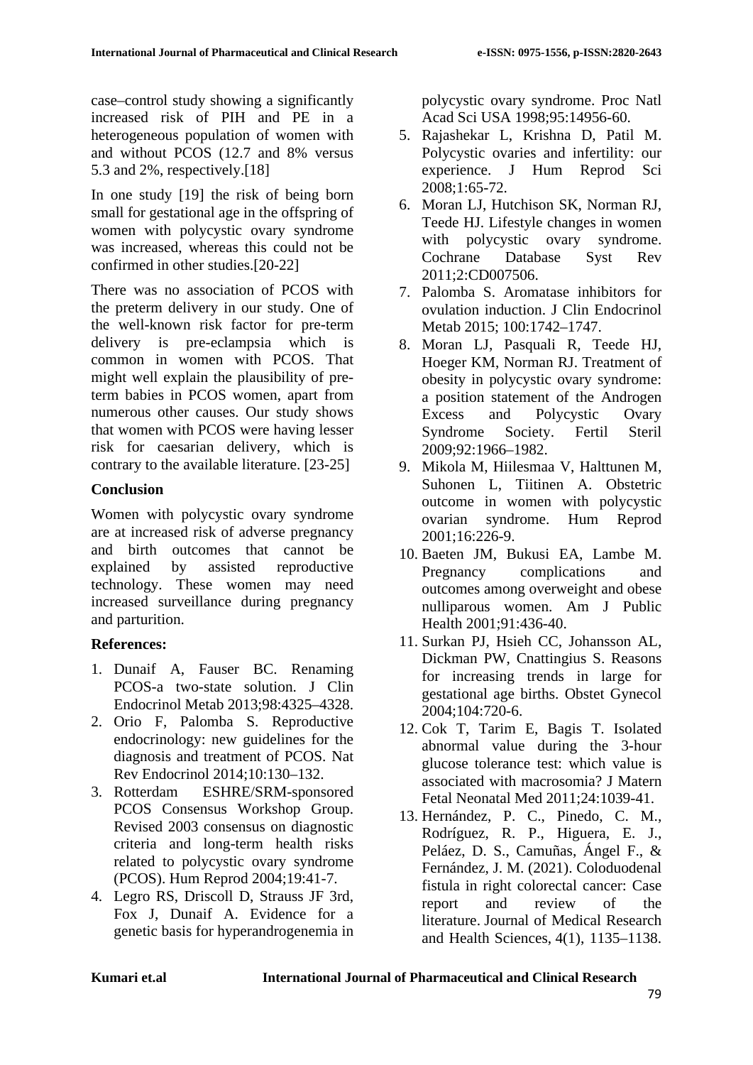case–control study showing a significantly increased risk of PIH and PE in a heterogeneous population of women with and without PCOS (12.7 and 8% versus 5.3 and 2%, respectively.[18]

In one study [19] the risk of being born small for gestational age in the offspring of women with polycystic ovary syndrome was increased, whereas this could not be confirmed in other studies.[20-22]

There was no association of PCOS with the preterm delivery in our study. One of the well-known risk factor for pre-term delivery is pre-eclampsia which is common in women with PCOS. That might well explain the plausibility of pre-term babies in PCOS women, apart from numerous other causes. Our study shows that women with PCOS were having lesser risk for caesarian delivery, which is contrary to the available literature. [23-25]

## Conclusion

Women with polycystic ovary syndrome are at increased risk of adverse pregnancy and birth outcomes that cannot be explained by assisted reproductive technology. These women may need increased surveillance during pregnancy and parturition.

## References:

1. Dunaif A, Fauser BC. Renaming PCOS-a two-state solution. J Clin Endocrinol Metab 2013;98:4325–4328.
2. Orio F, Palomba S. Reproductive endocrinology: new guidelines for the diagnosis and treatment of PCOS. Nat Rev Endocrinol 2014;10:130–132.
3. Rotterdam ESHRE/SRM-sponsored PCOS Consensus Workshop Group. Revised 2003 consensus on diagnostic criteria and long-term health risks related to polycystic ovary syndrome (PCOS). Hum Reprod 2004;19:41-7.
4. Legro RS, Driscoll D, Strauss JF 3rd, Fox J, Dunaif A. Evidence for a genetic basis for hyperandrogenemia in polycystic ovary syndrome. Proc Natl Acad Sci USA 1998;95:14956-60.
5. Rajashekar L, Krishna D, Patil M. Polycystic ovaries and infertility: our experience. J Hum Reprod Sci 2008;1:65-72.
6. Moran LJ, Hutchison SK, Norman RJ, Teede HJ. Lifestyle changes in women with polycystic ovary syndrome. Cochrane Database Syst Rev 2011;2:CD007506.
7. Palomba S. Aromatase inhibitors for ovulation induction. J Clin Endocrinol Metab 2015; 100:1742–1747.
8. Moran LJ, Pasquali R, Teede HJ, Hoeger KM, Norman RJ. Treatment of obesity in polycystic ovary syndrome: a position statement of the Androgen Excess and Polycystic Ovary Syndrome Society. Fertil Steril 2009;92:1966–1982.
9. Mikola M, Hiilesmaa V, Halttunen M, Suhonen L, Tiitinen A. Obstetric outcome in women with polycystic ovarian syndrome. Hum Reprod 2001;16:226-9.
10. Baeten JM, Bukusi EA, Lambe M. Pregnancy complications and outcomes among overweight and obese nulliparous women. Am J Public Health 2001;91:436-40.
11. Surkan PJ, Hsieh CC, Johansson AL, Dickman PW, Cnattingius S. Reasons for increasing trends in large for gestational age births. Obstet Gynecol 2004;104:720-6.
12. Cok T, Tarim E, Bagis T. Isolated abnormal value during the 3-hour glucose tolerance test: which value is associated with macrosomia? J Matern Fetal Neonatal Med 2011;24:1039-41.
13. Hernández, P. C., Pinedo, C. M., Rodríguez, R. P., Higuera, E. J., Peláez, D. S., Camuñas, Ángel F., & Fernández, J. M. (2021). Coloduodenal fistula in right colorectal cancer: Case report and review of the literature. Journal of Medical Research and Health Sciences, 4(1), 1135–1138.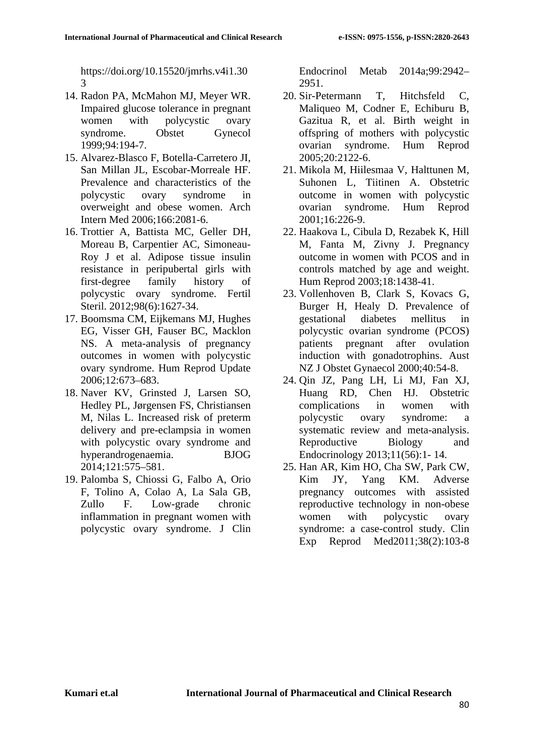https://doi.org/10.15520/jmrhs.v4i1.303

14. Radon PA, McMahon MJ, Meyer WR. Impaired glucose tolerance in pregnant women with polycystic ovary syndrome. Obstet Gynecol 1999;94:194-7.
15. Alvarez-Blasco F, Botella-Carretero JI, San Millan JL, Escobar-Morreale HF. Prevalence and characteristics of the polycystic ovary syndrome in overweight and obese women. Arch Intern Med 2006;166:2081-6.
16. Trottier A, Battista MC, Geller DH, Moreau B, Carpentier AC, Simoneau-Roy J et al. Adipose tissue insulin resistance in peripubertal girls with first-degree family history of polycystic ovary syndrome. Fertil Steril. 2012;98(6):1627-34.
17. Boomsma CM, Eijkemans MJ, Hughes EG, Visser GH, Fauser BC, Macklon NS. A meta-analysis of pregnancy outcomes in women with polycystic ovary syndrome. Hum Reprod Update 2006;12:673–683.
18. Naver KV, Grinsted J, Larsen SO, Hedley PL, Jørgensen FS, Christiansen M, Nilas L. Increased risk of preterm delivery and pre-eclampsia in women with polycystic ovary syndrome and hyperandrogenaemia. BJOG 2014;121:575–581.
19. Palomba S, Chiossi G, Falbo A, Orio F, Tolino A, Colao A, La Sala GB, Zullo F. Low-grade chronic inflammation in pregnant women with polycystic ovary syndrome. J Clin Endocrinol Metab 2014a;99:2942–2951.
20. Sir-Petermann T, Hitchsfeld C, Maliqueo M, Codner E, Echiburu B, Gazitua R, et al. Birth weight in offspring of mothers with polycystic ovarian syndrome. Hum Reprod 2005;20:2122-6.
21. Mikola M, Hiilesmaa V, Halttunen M, Suhonen L, Tiitinen A. Obstetric outcome in women with polycystic ovarian syndrome. Hum Reprod 2001;16:226-9.
22. Haakova L, Cibula D, Rezabek K, Hill M, Fanta M, Zivny J. Pregnancy outcome in women with PCOS and in controls matched by age and weight. Hum Reprod 2003;18:1438-41.
23. Vollenhoven B, Clark S, Kovacs G, Burger H, Healy D. Prevalence of gestational diabetes mellitus in polycystic ovarian syndrome (PCOS) patients pregnant after ovulation induction with gonadotrophins. Aust NZ J Obstet Gynaecol 2000;40:54-8.
24. Qin JZ, Pang LH, Li MJ, Fan XJ, Huang RD, Chen HJ. Obstetric complications in women with polycystic ovary syndrome: a systematic review and meta-analysis. Reproductive Biology and Endocrinology 2013;11(56):1- 14.
25. Han AR, Kim HO, Cha SW, Park CW, Kim JY, Yang KM. Adverse pregnancy outcomes with assisted reproductive technology in non-obese women with polycystic ovary syndrome: a case-control study. Clin Exp Reprod Med2011;38(2):103-8